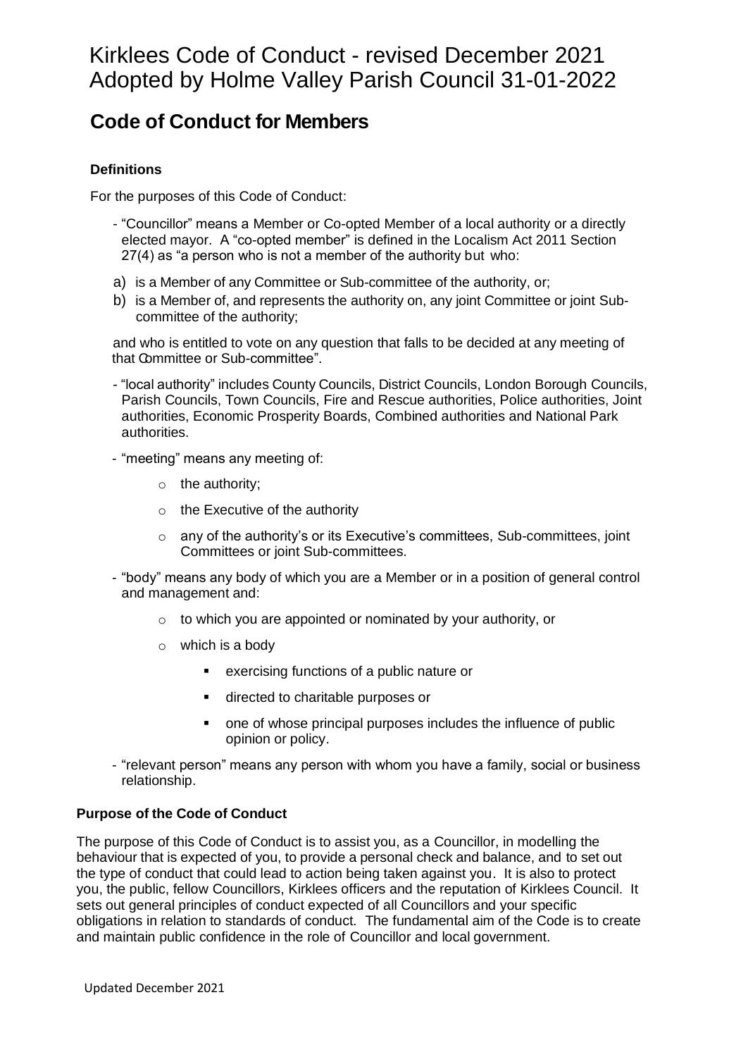# Kirklees Code of Conduct - revised December 2021
# Adopted by Holme Valley Parish Council 31-01-2022

## Code of Conduct for Members

### Definitions

For the purposes of this Code of Conduct:

- "Councillor" means a Member or Co-opted Member of a local authority or a directly elected mayor. A "co-opted member" is defined in the Localism Act 2011 Section 27(4) as "a person who is not a member of the authority but who:

a) is a Member of any Committee or Sub-committee of the authority, or;
b) is a Member of, and represents the authority on, any joint Committee or joint Sub-committee of the authority;

and who is entitled to vote on any question that falls to be decided at any meeting of that Committee or Sub-committee".

- "local authority" includes County Councils, District Councils, London Borough Councils, Parish Councils, Town Councils, Fire and Rescue authorities, Police authorities, Joint authorities, Economic Prosperity Boards, Combined authorities and National Park authorities.

- "meeting" means any meeting of:
  - the authority;
  - the Executive of the authority
  - any of the authority's or its Executive's committees, Sub-committees, joint Committees or joint Sub-committees.

- "body" means any body of which you are a Member or in a position of general control and management and:
  - to which you are appointed or nominated by your authority, or
  - which is a body
    - exercising functions of a public nature or
    - directed to charitable purposes or
    - one of whose principal purposes includes the influence of public opinion or policy.

- "relevant person" means any person with whom you have a family, social or business relationship.

### Purpose of the Code of Conduct

The purpose of this Code of Conduct is to assist you, as a Councillor, in modelling the behaviour that is expected of you, to provide a personal check and balance, and to set out the type of conduct that could lead to action being taken against you. It is also to protect you, the public, fellow Councillors, Kirklees officers and the reputation of Kirklees Council. It sets out general principles of conduct expected of all Councillors and your specific obligations in relation to standards of conduct. The fundamental aim of the Code is to create and maintain public confidence in the role of Councillor and local government.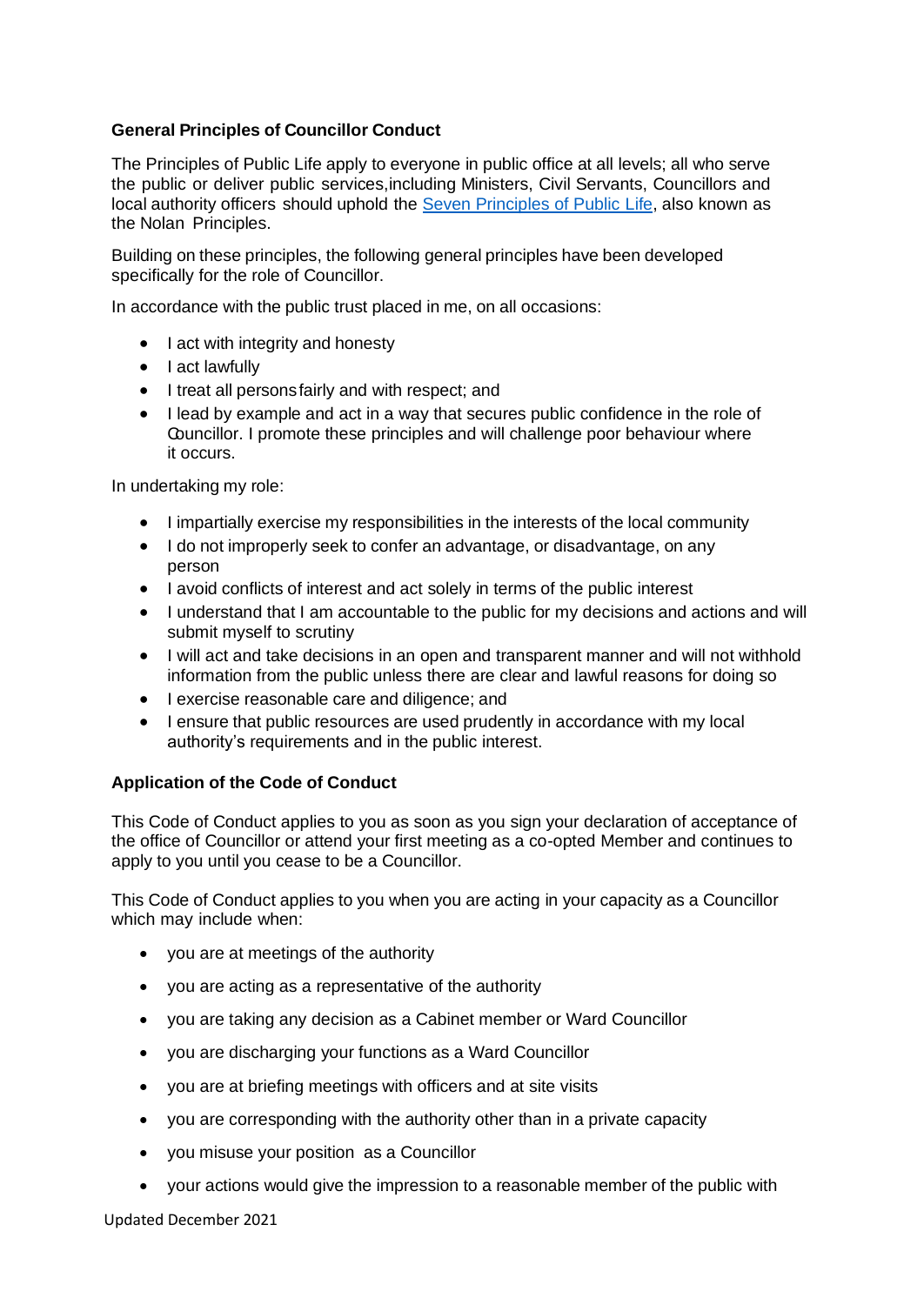**General Principles of Councillor Conduct**

The Principles of Public Life apply to everyone in public office at all levels; all who serve the public or deliver public services,including Ministers, Civil Servants, Councillors and local authority officers should uphold the [Seven Principles of Public Life](), also known as the Nolan Principles.

Building on these principles, the following general principles have been developed specifically for the role of Councillor.

In accordance with the public trust placed in me, on all occasions:

- I act with integrity and honesty
- I act lawfully
- I treat all persons fairly and with respect; and
- I lead by example and act in a way that secures public confidence in the role of Councillor. I promote these principles and will challenge poor behaviour where it occurs.

In undertaking my role:

- I impartially exercise my responsibilities in the interests of the local community
- I do not improperly seek to confer an advantage, or disadvantage, on any person
- I avoid conflicts of interest and act solely in terms of the public interest
- I understand that I am accountable to the public for my decisions and actions and will submit myself to scrutiny
- I will act and take decisions in an open and transparent manner and will not withhold information from the public unless there are clear and lawful reasons for doing so
- I exercise reasonable care and diligence; and
- I ensure that public resources are used prudently in accordance with my local authority's requirements and in the public interest.

**Application of the Code of Conduct**

This Code of Conduct applies to you as soon as you sign your declaration of acceptance of the office of Councillor or attend your first meeting as a co-opted Member and continues to apply to you until you cease to be a Councillor.

This Code of Conduct applies to you when you are acting in your capacity as a Councillor which may include when:

- you are at meetings of the authority
- you are acting as a representative of the authority
- you are taking any decision as a Cabinet member or Ward Councillor
- you are discharging your functions as a Ward Councillor
- you are at briefing meetings with officers and at site visits
- you are corresponding with the authority other than in a private capacity
- you misuse your position as a Councillor
- your actions would give the impression to a reasonable member of the public with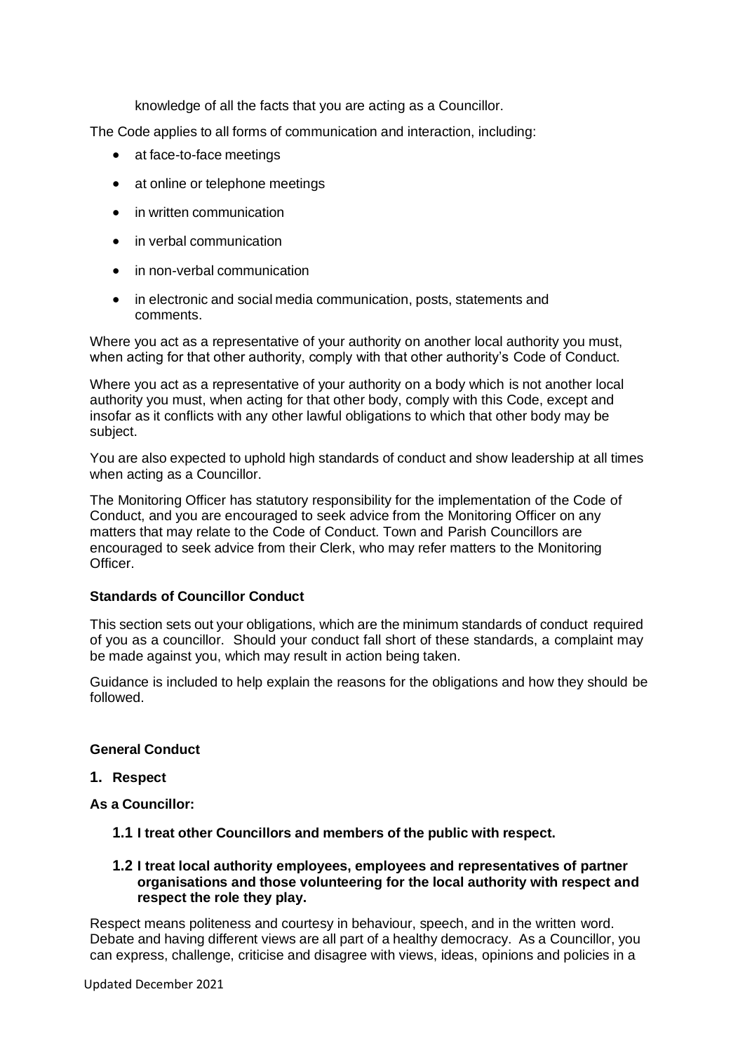knowledge of all the facts that you are acting as a Councillor.

The Code applies to all forms of communication and interaction, including:

- at face-to-face meetings
- at online or telephone meetings
- in written communication
- in verbal communication
- in non-verbal communication
- in electronic and social media communication, posts, statements and comments.

Where you act as a representative of your authority on another local authority you must, when acting for that other authority, comply with that other authority's Code of Conduct.

Where you act as a representative of your authority on a body which is not another local authority you must, when acting for that other body, comply with this Code, except and insofar as it conflicts with any other lawful obligations to which that other body may be subject.

You are also expected to uphold high standards of conduct and show leadership at all times when acting as a Councillor.

The Monitoring Officer has statutory responsibility for the implementation of the Code of Conduct, and you are encouraged to seek advice from the Monitoring Officer on any matters that may relate to the Code of Conduct. Town and Parish Councillors are encouraged to seek advice from their Clerk, who may refer matters to the Monitoring Officer.

**Standards of Councillor Conduct**

This section sets out your obligations, which are the minimum standards of conduct required of you as a councillor. Should your conduct fall short of these standards, a complaint may be made against you, which may result in action being taken.

Guidance is included to help explain the reasons for the obligations and how they should be followed.

**General Conduct**

**1. Respect**

**As a Councillor:**

**1.1 I treat other Councillors and members of the public with respect.**

**1.2 I treat local authority employees, employees and representatives of partner organisations and those volunteering for the local authority with respect and respect the role they play.**

Respect means politeness and courtesy in behaviour, speech, and in the written word. Debate and having different views are all part of a healthy democracy. As a Councillor, you can express, challenge, criticise and disagree with views, ideas, opinions and policies in a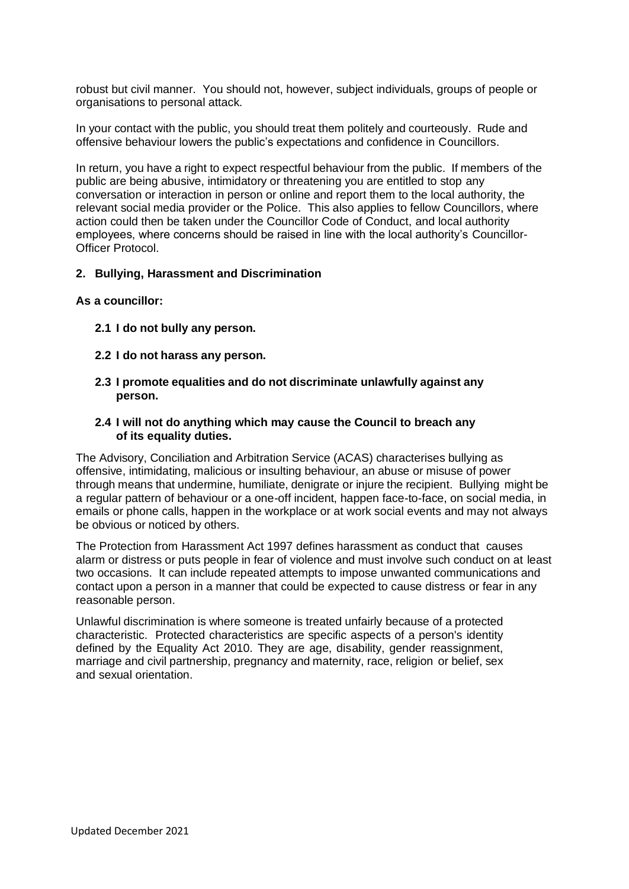robust but civil manner. You should not, however, subject individuals, groups of people or organisations to personal attack.

In your contact with the public, you should treat them politely and courteously. Rude and offensive behaviour lowers the public's expectations and confidence in Councillors.

In return, you have a right to expect respectful behaviour from the public. If members of the public are being abusive, intimidatory or threatening you are entitled to stop any conversation or interaction in person or online and report them to the local authority, the relevant social media provider or the Police. This also applies to fellow Councillors, where action could then be taken under the Councillor Code of Conduct, and local authority employees, where concerns should be raised in line with the local authority's Councillor-Officer Protocol.

## 2. Bullying, Harassment and Discrimination

**As a councillor:**

**2.1 I do not bully any person.**

**2.2 I do not harass any person.**

**2.3 I promote equalities and do not discriminate unlawfully against any person.**

**2.4 I will not do anything which may cause the Council to breach any of its equality duties.**

The Advisory, Conciliation and Arbitration Service (ACAS) characterises bullying as offensive, intimidating, malicious or insulting behaviour, an abuse or misuse of power through means that undermine, humiliate, denigrate or injure the recipient. Bullying might be a regular pattern of behaviour or a one-off incident, happen face-to-face, on social media, in emails or phone calls, happen in the workplace or at work social events and may not always be obvious or noticed by others.

The Protection from Harassment Act 1997 defines harassment as conduct that causes alarm or distress or puts people in fear of violence and must involve such conduct on at least two occasions. It can include repeated attempts to impose unwanted communications and contact upon a person in a manner that could be expected to cause distress or fear in any reasonable person.

Unlawful discrimination is where someone is treated unfairly because of a protected characteristic. Protected characteristics are specific aspects of a person's identity defined by the Equality Act 2010. They are age, disability, gender reassignment, marriage and civil partnership, pregnancy and maternity, race, religion or belief, sex and sexual orientation.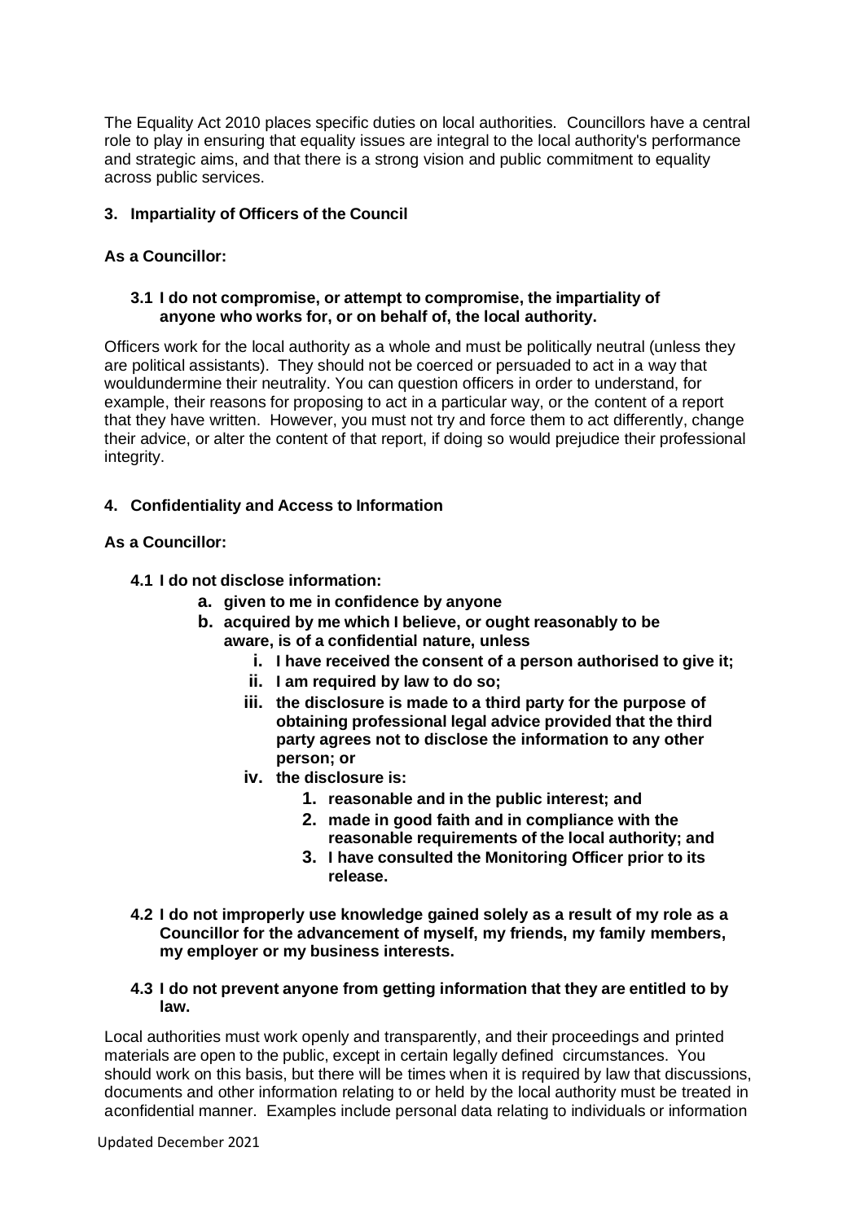The Equality Act 2010 places specific duties on local authorities. Councillors have a central role to play in ensuring that equality issues are integral to the local authority's performance and strategic aims, and that there is a strong vision and public commitment to equality across public services.

### 3. Impartiality of Officers of the Council

**As a Councillor:**

**3.1 I do not compromise, or attempt to compromise, the impartiality of anyone who works for, or on behalf of, the local authority.**

Officers work for the local authority as a whole and must be politically neutral (unless they are political assistants). They should not be coerced or persuaded to act in a way that wouldundermine their neutrality. You can question officers in order to understand, for example, their reasons for proposing to act in a particular way, or the content of a report that they have written. However, you must not try and force them to act differently, change their advice, or alter the content of that report, if doing so would prejudice their professional integrity.

### 4. Confidentiality and Access to Information

**As a Councillor:**

**4.1 I do not disclose information:**

- **a. given to me in confidence by anyone**
- **b. acquired by me which I believe, or ought reasonably to be aware, is of a confidential nature, unless**
  - **i. I have received the consent of a person authorised to give it;**
  - **ii. I am required by law to do so;**
  - **iii. the disclosure is made to a third party for the purpose of obtaining professional legal advice provided that the third party agrees not to disclose the information to any other person; or**
  - **iv. the disclosure is:**
    1. **reasonable and in the public interest; and**
    2. **made in good faith and in compliance with the reasonable requirements of the local authority; and**
    3. **I have consulted the Monitoring Officer prior to its release.**

**4.2 I do not improperly use knowledge gained solely as a result of my role as a Councillor for the advancement of myself, my friends, my family members, my employer or my business interests.**

**4.3 I do not prevent anyone from getting information that they are entitled to by law.**

Local authorities must work openly and transparently, and their proceedings and printed materials are open to the public, except in certain legally defined circumstances. You should work on this basis, but there will be times when it is required by law that discussions, documents and other information relating to or held by the local authority must be treated in aconfidential manner. Examples include personal data relating to individuals or information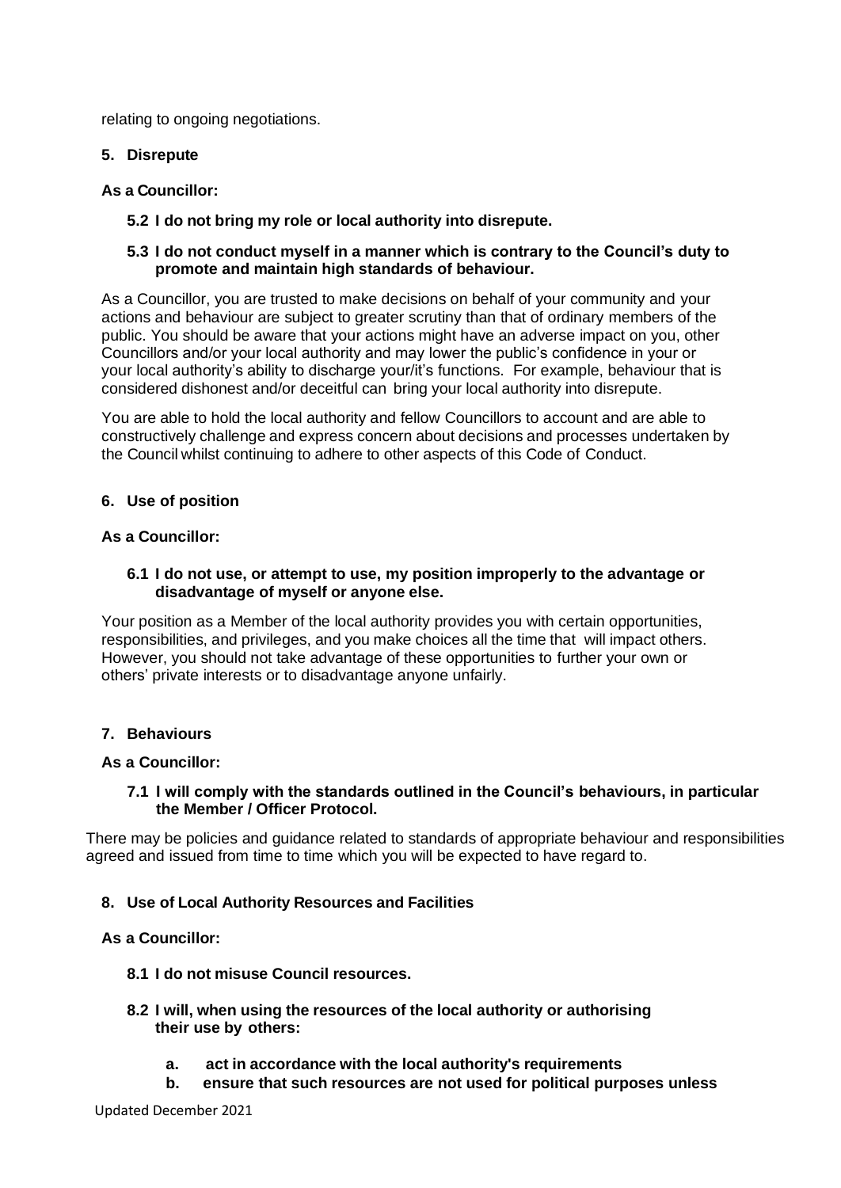relating to ongoing negotiations.

## 5. Disrepute

**As a Councillor:**

**5.2 I do not bring my role or local authority into disrepute.**

**5.3 I do not conduct myself in a manner which is contrary to the Council's duty to promote and maintain high standards of behaviour.**

As a Councillor, you are trusted to make decisions on behalf of your community and your actions and behaviour are subject to greater scrutiny than that of ordinary members of the public. You should be aware that your actions might have an adverse impact on you, other Councillors and/or your local authority and may lower the public's confidence in your or your local authority's ability to discharge your/it's functions. For example, behaviour that is considered dishonest and/or deceitful can bring your local authority into disrepute.

You are able to hold the local authority and fellow Councillors to account and are able to constructively challenge and express concern about decisions and processes undertaken by the Council whilst continuing to adhere to other aspects of this Code of Conduct.

## 6. Use of position

**As a Councillor:**

**6.1 I do not use, or attempt to use, my position improperly to the advantage or disadvantage of myself or anyone else.**

Your position as a Member of the local authority provides you with certain opportunities, responsibilities, and privileges, and you make choices all the time that will impact others. However, you should not take advantage of these opportunities to further your own or others' private interests or to disadvantage anyone unfairly.

## 7. Behaviours

**As a Councillor:**

**7.1 I will comply with the standards outlined in the Council's behaviours, in particular the Member / Officer Protocol.**

There may be policies and guidance related to standards of appropriate behaviour and responsibilities agreed and issued from time to time which you will be expected to have regard to.

## 8. Use of Local Authority Resources and Facilities

**As a Councillor:**

**8.1 I do not misuse Council resources.**

**8.2 I will, when using the resources of the local authority or authorising their use by others:**

- **a. act in accordance with the local authority's requirements**
- **b. ensure that such resources are not used for political purposes unless**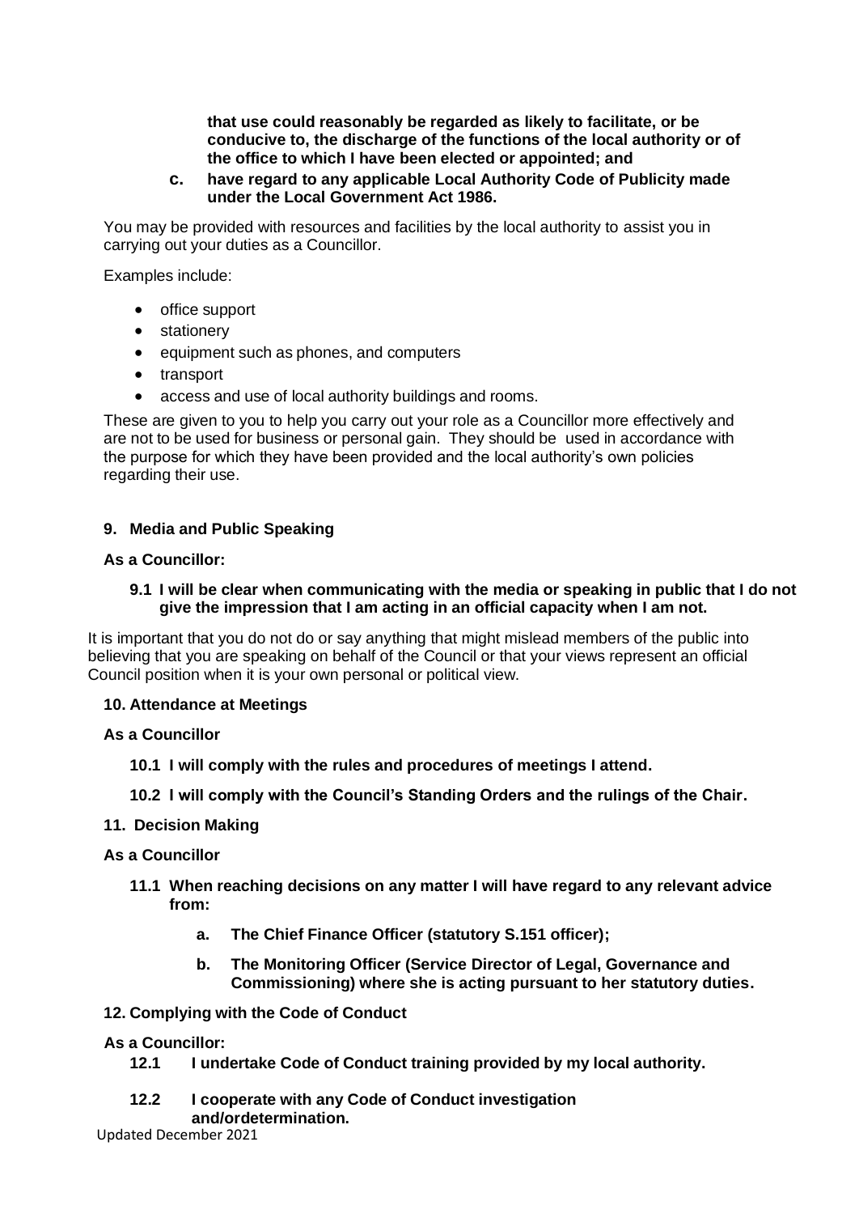**that use could reasonably be regarded as likely to facilitate, or be conducive to, the discharge of the functions of the local authority or of the office to which I have been elected or appointed; and**

**c. have regard to any applicable Local Authority Code of Publicity made under the Local Government Act 1986.**

You may be provided with resources and facilities by the local authority to assist you in carrying out your duties as a Councillor.

Examples include:

- office support
- stationery
- equipment such as phones, and computers
- transport
- access and use of local authority buildings and rooms.

These are given to you to help you carry out your role as a Councillor more effectively and are not to be used for business or personal gain. They should be used in accordance with the purpose for which they have been provided and the local authority's own policies regarding their use.

### 9. Media and Public Speaking

**As a Councillor:**

**9.1 I will be clear when communicating with the media or speaking in public that I do not give the impression that I am acting in an official capacity when I am not.**

It is important that you do not do or say anything that might mislead members of the public into believing that you are speaking on behalf of the Council or that your views represent an official Council position when it is your own personal or political view.

### 10. Attendance at Meetings

**As a Councillor**

**10.1 I will comply with the rules and procedures of meetings I attend.**

**10.2 I will comply with the Council's Standing Orders and the rulings of the Chair.**

### 11. Decision Making

**As a Councillor**

**11.1 When reaching decisions on any matter I will have regard to any relevant advice from:**

**a. The Chief Finance Officer (statutory S.151 officer);**

**b. The Monitoring Officer (Service Director of Legal, Governance and Commissioning) where she is acting pursuant to her statutory duties.**

### 12. Complying with the Code of Conduct

**As a Councillor:**

**12.1 I undertake Code of Conduct training provided by my local authority.**

**12.2 I cooperate with any Code of Conduct investigation and/ordetermination.**

Updated December 2021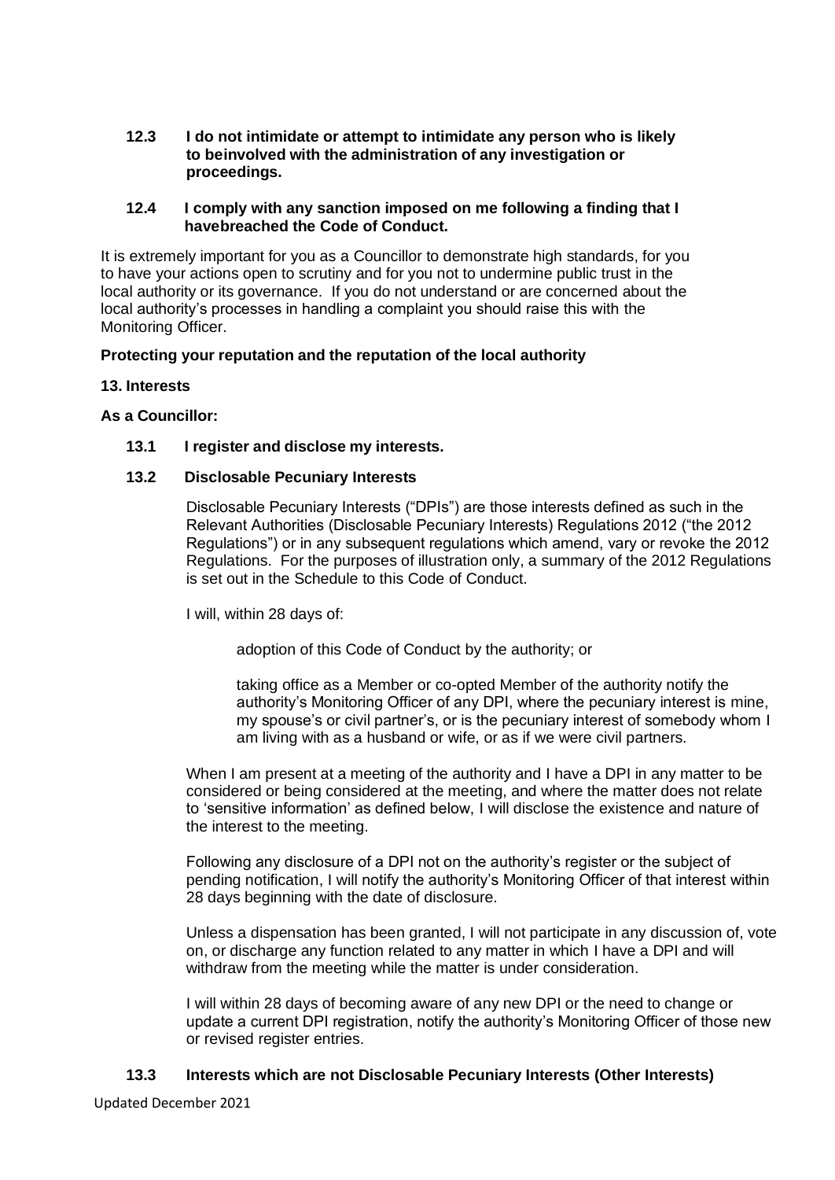**12.3 I do not intimidate or attempt to intimidate any person who is likely to beinvolved with the administration of any investigation or proceedings.**

**12.4 I comply with any sanction imposed on me following a finding that I havebreached the Code of Conduct.**

It is extremely important for you as a Councillor to demonstrate high standards, for you to have your actions open to scrutiny and for you not to undermine public trust in the local authority or its governance. If you do not understand or are concerned about the local authority's processes in handling a complaint you should raise this with the Monitoring Officer.

**Protecting your reputation and the reputation of the local authority**

**13. Interests**

**As a Councillor:**

**13.1 I register and disclose my interests.**

**13.2 Disclosable Pecuniary Interests**

Disclosable Pecuniary Interests ("DPIs") are those interests defined as such in the Relevant Authorities (Disclosable Pecuniary Interests) Regulations 2012 ("the 2012 Regulations") or in any subsequent regulations which amend, vary or revoke the 2012 Regulations. For the purposes of illustration only, a summary of the 2012 Regulations is set out in the Schedule to this Code of Conduct.

I will, within 28 days of:

adoption of this Code of Conduct by the authority; or

taking office as a Member or co-opted Member of the authority notify the authority's Monitoring Officer of any DPI, where the pecuniary interest is mine, my spouse's or civil partner's, or is the pecuniary interest of somebody whom I am living with as a husband or wife, or as if we were civil partners.

When I am present at a meeting of the authority and I have a DPI in any matter to be considered or being considered at the meeting, and where the matter does not relate to 'sensitive information' as defined below, I will disclose the existence and nature of the interest to the meeting.

Following any disclosure of a DPI not on the authority's register or the subject of pending notification, I will notify the authority's Monitoring Officer of that interest within 28 days beginning with the date of disclosure.

Unless a dispensation has been granted, I will not participate in any discussion of, vote on, or discharge any function related to any matter in which I have a DPI and will withdraw from the meeting while the matter is under consideration.

I will within 28 days of becoming aware of any new DPI or the need to change or update a current DPI registration, notify the authority's Monitoring Officer of those new or revised register entries.

**13.3 Interests which are not Disclosable Pecuniary Interests (Other Interests)**

Updated December 2021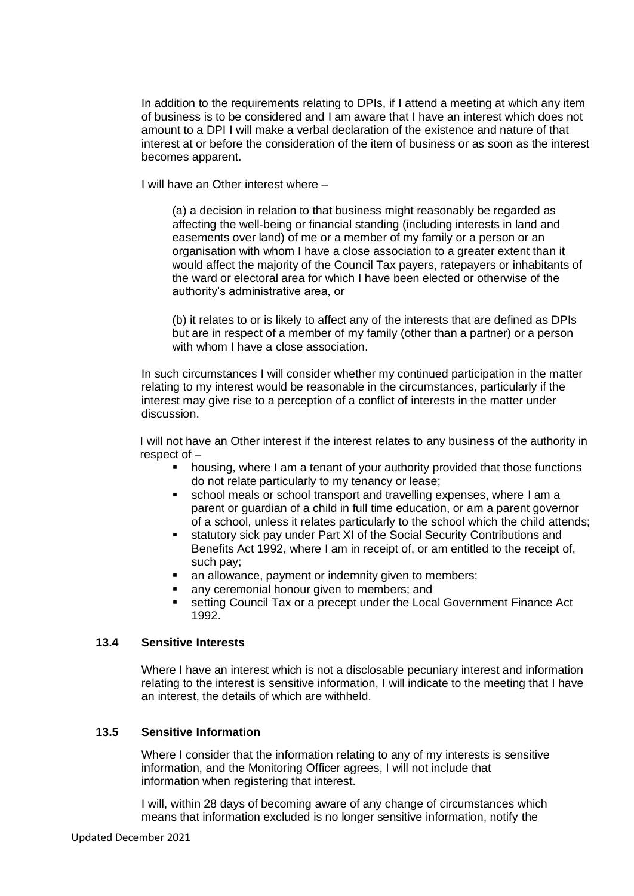In addition to the requirements relating to DPIs, if I attend a meeting at which any item of business is to be considered and I am aware that I have an interest which does not amount to a DPI I will make a verbal declaration of the existence and nature of that interest at or before the consideration of the item of business or as soon as the interest becomes apparent.

I will have an Other interest where –

(a) a decision in relation to that business might reasonably be regarded as affecting the well-being or financial standing (including interests in land and easements over land) of me or a member of my family or a person or an organisation with whom I have a close association to a greater extent than it would affect the majority of the Council Tax payers, ratepayers or inhabitants of the ward or electoral area for which I have been elected or otherwise of the authority's administrative area, or

(b) it relates to or is likely to affect any of the interests that are defined as DPIs but are in respect of a member of my family (other than a partner) or a person with whom I have a close association.

In such circumstances I will consider whether my continued participation in the matter relating to my interest would be reasonable in the circumstances, particularly if the interest may give rise to a perception of a conflict of interests in the matter under discussion.

I will not have an Other interest if the interest relates to any business of the authority in respect of –

- housing, where I am a tenant of your authority provided that those functions do not relate particularly to my tenancy or lease;
- school meals or school transport and travelling expenses, where I am a parent or guardian of a child in full time education, or am a parent governor of a school, unless it relates particularly to the school which the child attends;
- statutory sick pay under Part XI of the Social Security Contributions and Benefits Act 1992, where I am in receipt of, or am entitled to the receipt of, such pay;
- an allowance, payment or indemnity given to members;
- any ceremonial honour given to members; and
- setting Council Tax or a precept under the Local Government Finance Act 1992.

### 13.4 Sensitive Interests

Where I have an interest which is not a disclosable pecuniary interest and information relating to the interest is sensitive information, I will indicate to the meeting that I have an interest, the details of which are withheld.

### 13.5 Sensitive Information

Where I consider that the information relating to any of my interests is sensitive information, and the Monitoring Officer agrees, I will not include that information when registering that interest.

I will, within 28 days of becoming aware of any change of circumstances which means that information excluded is no longer sensitive information, notify the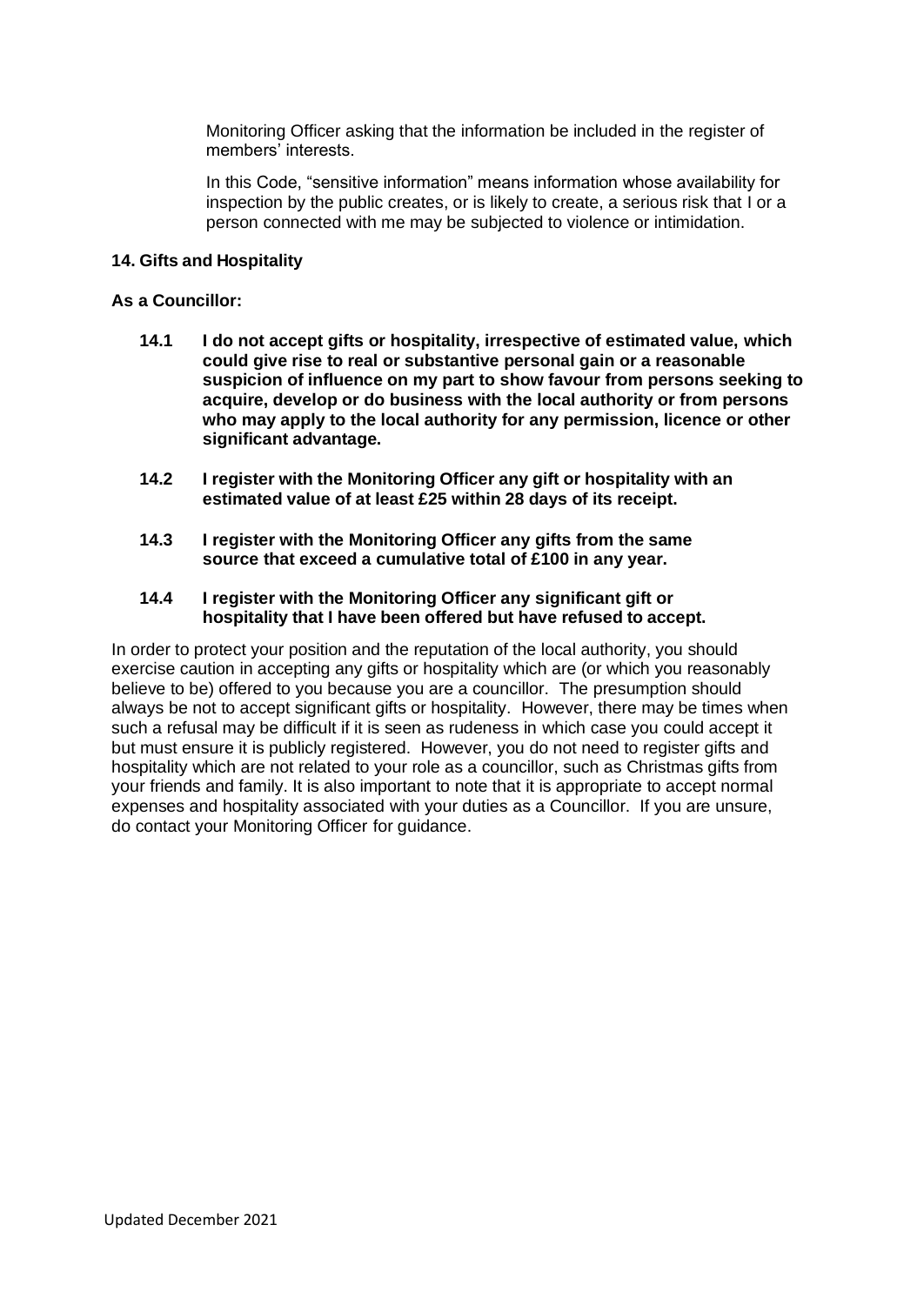Monitoring Officer asking that the information be included in the register of members' interests.

In this Code, "sensitive information" means information whose availability for inspection by the public creates, or is likely to create, a serious risk that I or a person connected with me may be subjected to violence or intimidation.

**14. Gifts and Hospitality**

**As a Councillor:**

**14.1 I do not accept gifts or hospitality, irrespective of estimated value, which could give rise to real or substantive personal gain or a reasonable suspicion of influence on my part to show favour from persons seeking to acquire, develop or do business with the local authority or from persons who may apply to the local authority for any permission, licence or other significant advantage.**

**14.2 I register with the Monitoring Officer any gift or hospitality with an estimated value of at least £25 within 28 days of its receipt.**

**14.3 I register with the Monitoring Officer any gifts from the same source that exceed a cumulative total of £100 in any year.**

**14.4 I register with the Monitoring Officer any significant gift or hospitality that I have been offered but have refused to accept.**

In order to protect your position and the reputation of the local authority, you should exercise caution in accepting any gifts or hospitality which are (or which you reasonably believe to be) offered to you because you are a councillor. The presumption should always be not to accept significant gifts or hospitality. However, there may be times when such a refusal may be difficult if it is seen as rudeness in which case you could accept it but must ensure it is publicly registered. However, you do not need to register gifts and hospitality which are not related to your role as a councillor, such as Christmas gifts from your friends and family. It is also important to note that it is appropriate to accept normal expenses and hospitality associated with your duties as a Councillor. If you are unsure, do contact your Monitoring Officer for guidance.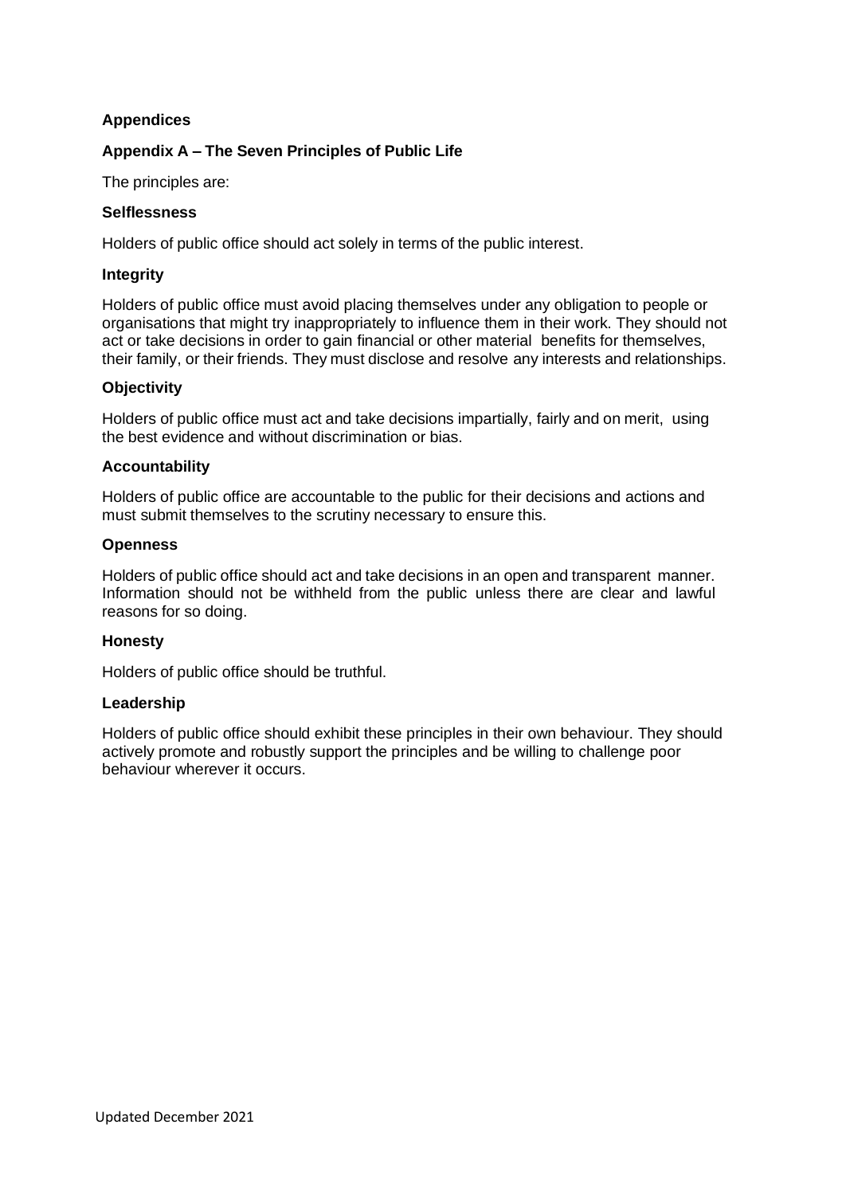## Appendices

### Appendix A – The Seven Principles of Public Life

The principles are:

**Selflessness**

Holders of public office should act solely in terms of the public interest.

**Integrity**

Holders of public office must avoid placing themselves under any obligation to people or organisations that might try inappropriately to influence them in their work. They should not act or take decisions in order to gain financial or other material benefits for themselves, their family, or their friends. They must disclose and resolve any interests and relationships.

**Objectivity**

Holders of public office must act and take decisions impartially, fairly and on merit, using the best evidence and without discrimination or bias.

**Accountability**

Holders of public office are accountable to the public for their decisions and actions and must submit themselves to the scrutiny necessary to ensure this.

**Openness**

Holders of public office should act and take decisions in an open and transparent manner. Information should not be withheld from the public unless there are clear and lawful reasons for so doing.

**Honesty**

Holders of public office should be truthful.

**Leadership**

Holders of public office should exhibit these principles in their own behaviour. They should actively promote and robustly support the principles and be willing to challenge poor behaviour wherever it occurs.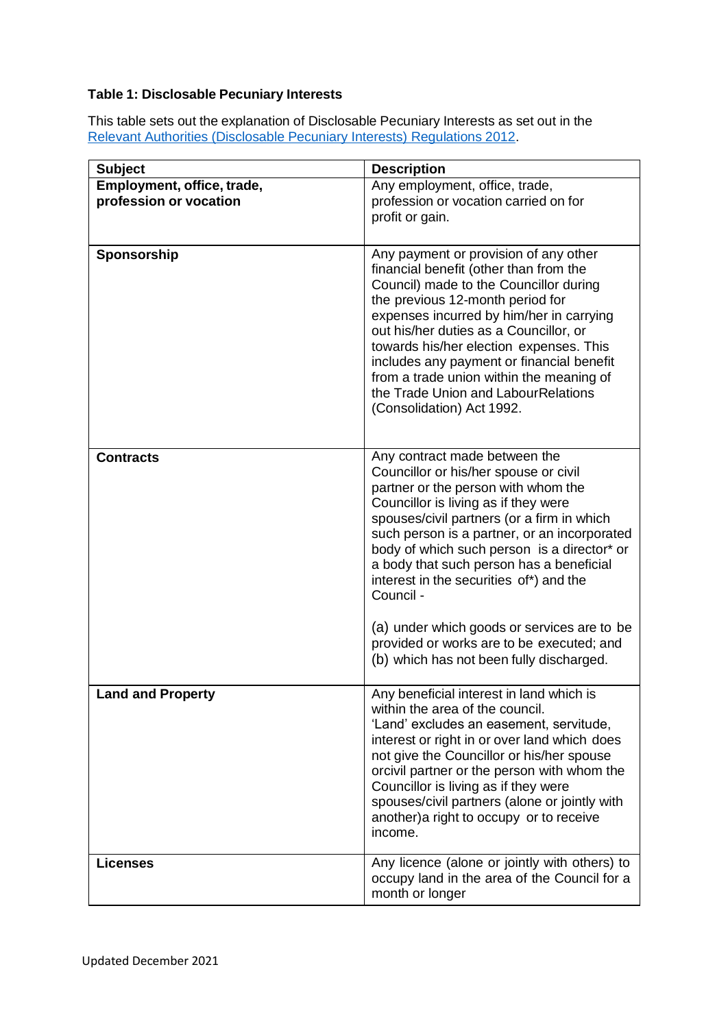**Table 1: Disclosable Pecuniary Interests**

This table sets out the explanation of Disclosable Pecuniary Interests as set out in the [Relevant Authorities (Disclosable Pecuniary Interests) Regulations 2012](#).

| Subject | Description |
|---|---|
| **Employment, office, trade, profession or vocation** | Any employment, office, trade, profession or vocation carried on for profit or gain. |
| **Sponsorship** | Any payment or provision of any other financial benefit (other than from the Council) made to the Councillor during the previous 12-month period for expenses incurred by him/her in carrying out his/her duties as a Councillor, or towards his/her election expenses. This includes any payment or financial benefit from a trade union within the meaning of the Trade Union and LabourRelations (Consolidation) Act 1992. |
| **Contracts** | Any contract made between the Councillor or his/her spouse or civil partner or the person with whom the Councillor is living as if they were spouses/civil partners (or a firm in which such person is a partner, or an incorporated body of which such person is a director* or a body that such person has a beneficial interest in the securities of*) and the Council -<br><br>(a) under which goods or services are to be provided or works are to be executed; and<br>(b) which has not been fully discharged. |
| **Land and Property** | Any beneficial interest in land which is within the area of the council.<br>'Land' excludes an easement, servitude, interest or right in or over land which does not give the Councillor or his/her spouse orcivil partner or the person with whom the Councillor is living as if they were spouses/civil partners (alone or jointly with another)a right to occupy or to receive income. |
| **Licenses** | Any licence (alone or jointly with others) to occupy land in the area of the Council for a month or longer |

Updated December 2021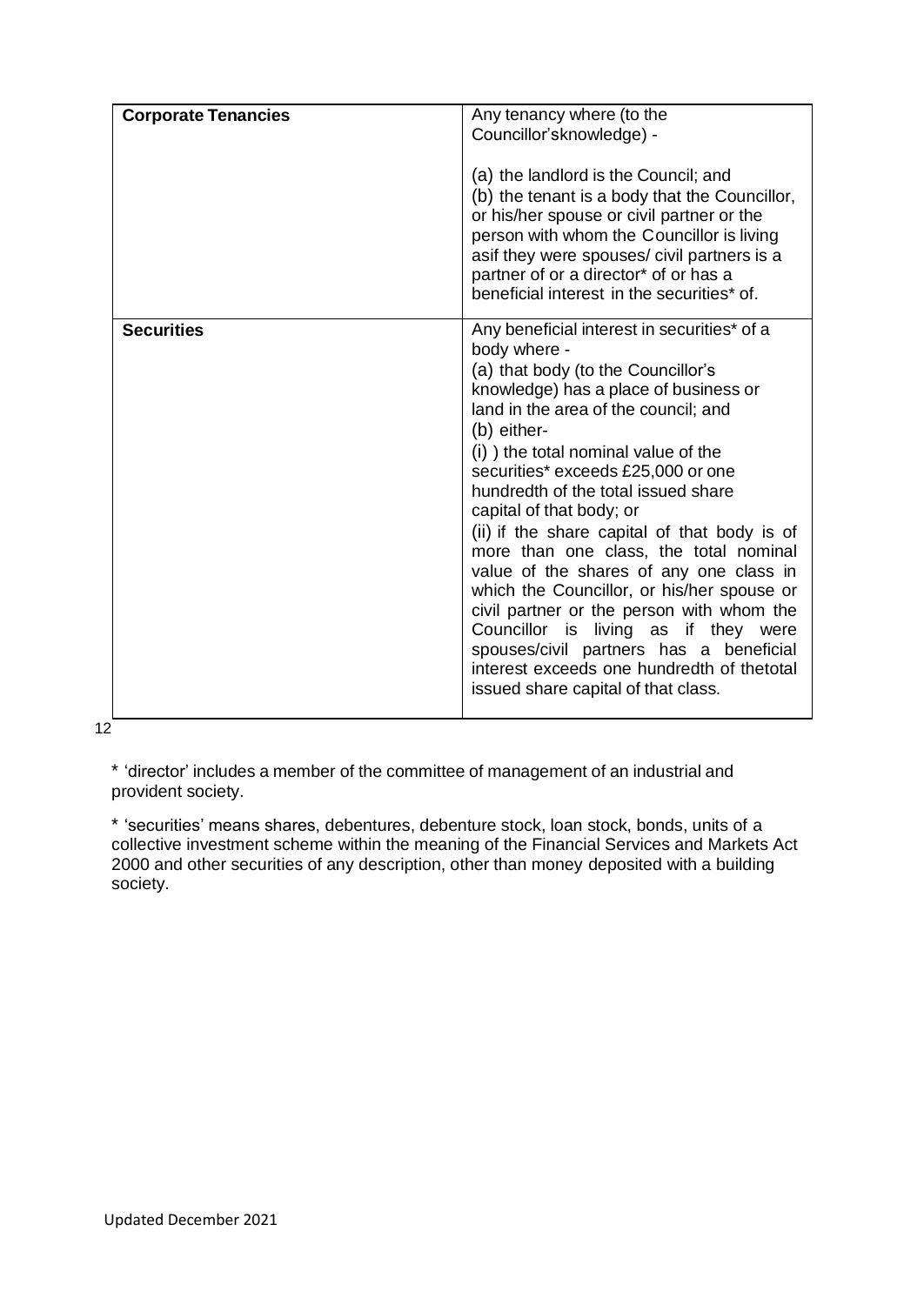| **Corporate Tenancies** | Any tenancy where (to the Councillor'sknowledge) -<br><br>(a) the landlord is the Council; and<br>(b) the tenant is a body that the Councillor, or his/her spouse or civil partner or the person with whom the Councillor is living asif they were spouses/ civil partners is a partner of or a director* of or has a beneficial interest in the securities* of. |
|---|---|
| **Securities** | Any beneficial interest in securities* of a body where -<br>(a) that body (to the Councillor's knowledge) has a place of business or land in the area of the council; and<br>(b) either-<br>(i) ) the total nominal value of the securities* exceeds £25,000 or one hundredth of the total issued share capital of that body; or<br>(ii) if the share capital of that body is of more than one class, the total nominal value of the shares of any one class in which the Councillor, or his/her spouse or civil partner or the person with whom the Councillor is living as if they were spouses/civil partners has a beneficial interest exceeds one hundredth of thetotal issued share capital of that class. |

12

* 'director' includes a member of the committee of management of an industrial and provident society.

* 'securities' means shares, debentures, debenture stock, loan stock, bonds, units of a collective investment scheme within the meaning of the Financial Services and Markets Act 2000 and other securities of any description, other than money deposited with a building society.

Updated December 2021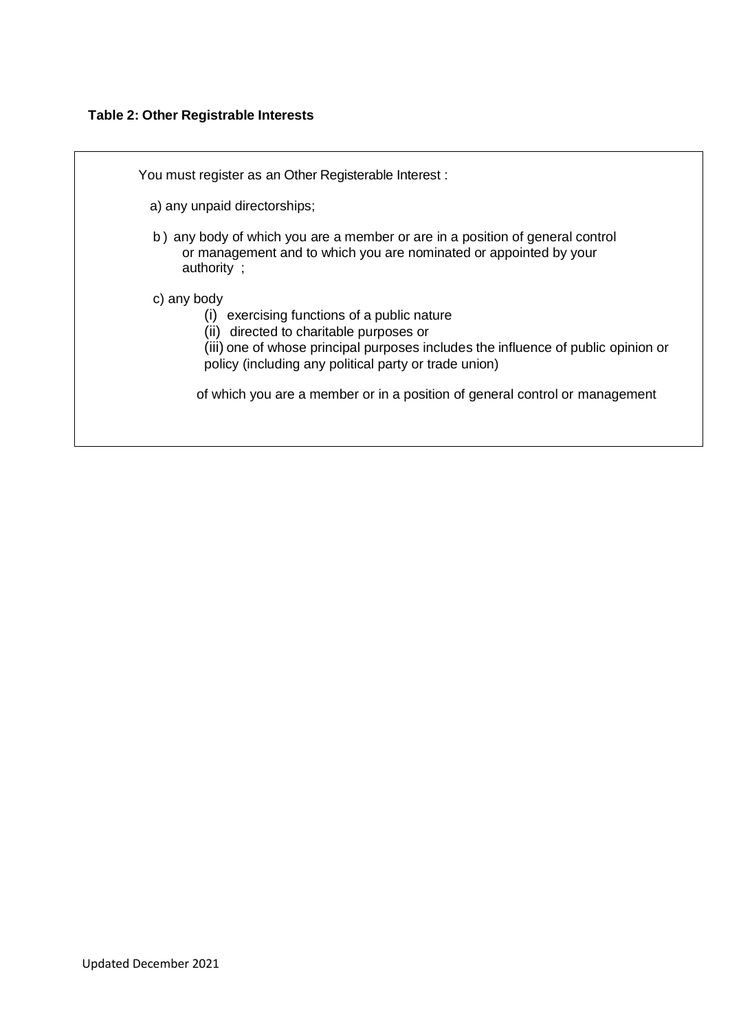**Table 2: Other Registrable Interests**

You must register as an Other Registerable Interest :

a) any unpaid directorships;

b ) any body of which you are a member or are in a position of general control or management and to which you are nominated or appointed by your authority ;

c) any body

(i) exercising functions of a public nature

(ii) directed to charitable purposes or

(iii) one of whose principal purposes includes the influence of public opinion or policy (including any political party or trade union)

of which you are a member or in a position of general control or management

Updated December 2021